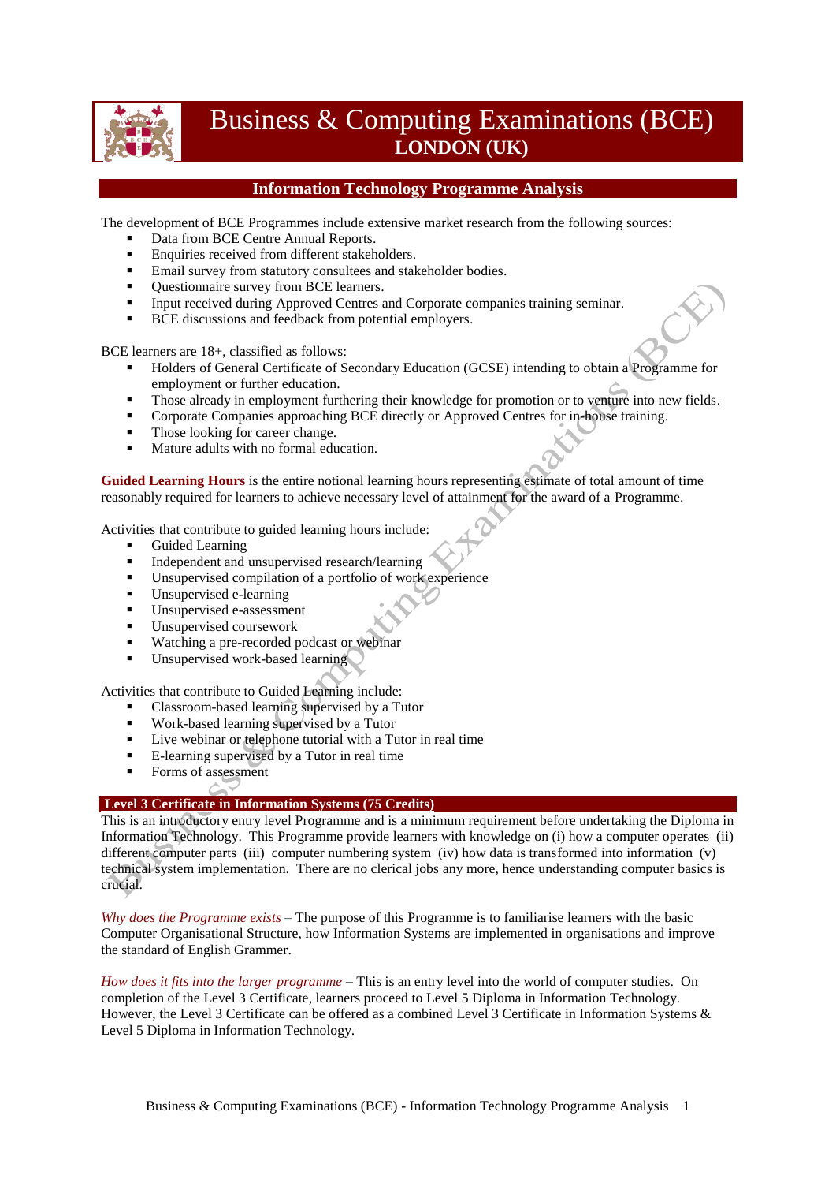# Business & Computing Examinations (BCE)
## LONDON (UK)

## Information Technology Programme Analysis

The development of BCE Programmes include extensive market research from the following sources:

- Data from BCE Centre Annual Reports.
- Enquiries received from different stakeholders.
- Email survey from statutory consultees and stakeholder bodies.
- Questionnaire survey from BCE learners.
- Input received during Approved Centres and Corporate companies training seminar.
- BCE discussions and feedback from potential employers.

BCE learners are 18+, classified as follows:

- Holders of General Certificate of Secondary Education (GCSE) intending to obtain a Programme for employment or further education.
- Those already in employment furthering their knowledge for promotion or to venture into new fields.
- Corporate Companies approaching BCE directly or Approved Centres for in-house training.
- Those looking for career change.
- Mature adults with no formal education.

**Guided Learning Hours** is the entire notional learning hours representing estimate of total amount of time reasonably required for learners to achieve necessary level of attainment for the award of a Programme.

Activities that contribute to guided learning hours include:

- Guided Learning
- Independent and unsupervised research/learning
- Unsupervised compilation of a portfolio of work experience
- Unsupervised e-learning
- Unsupervised e-assessment
- Unsupervised coursework
- Watching a pre-recorded podcast or webinar
- Unsupervised work-based learning

Activities that contribute to Guided Learning include:

- Classroom-based learning supervised by a Tutor
- Work-based learning supervised by a Tutor
- Live webinar or telephone tutorial with a Tutor in real time
- E-learning supervised by a Tutor in real time
- Forms of assessment

### Level 3 Certificate in Information Systems (75 Credits)

This is an introductory entry level Programme and is a minimum requirement before undertaking the Diploma in Information Technology. This Programme provide learners with knowledge on (i) how a computer operates (ii) different computer parts (iii) computer numbering system (iv) how data is transformed into information (v) technical system implementation. There are no clerical jobs any more, hence understanding computer basics is crucial.

*Why does the Programme exists* – The purpose of this Programme is to familiarise learners with the basic Computer Organisational Structure, how Information Systems are implemented in organisations and improve the standard of English Grammer.

*How does it fits into the larger programme* – This is an entry level into the world of computer studies. On completion of the Level 3 Certificate, learners proceed to Level 5 Diploma in Information Technology. However, the Level 3 Certificate can be offered as a combined Level 3 Certificate in Information Systems & Level 5 Diploma in Information Technology.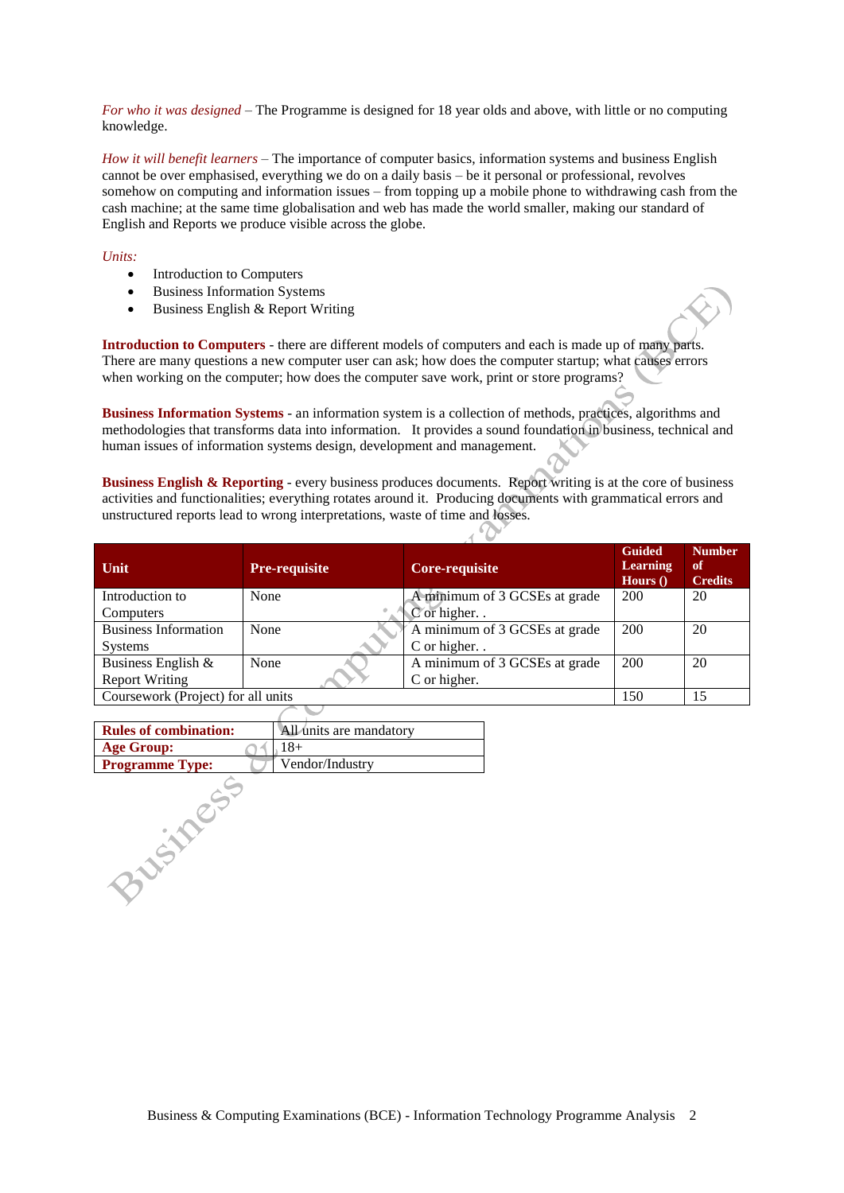*For who it was designed* – The Programme is designed for 18 year olds and above, with little or no computing knowledge.

*How it will benefit learners* – The importance of computer basics, information systems and business English cannot be over emphasised, everything we do on a daily basis – be it personal or professional, revolves somehow on computing and information issues – from topping up a mobile phone to withdrawing cash from the cash machine; at the same time globalisation and web has made the world smaller, making our standard of English and Reports we produce visible across the globe.

*Units:*

- Introduction to Computers
- Business Information Systems
- Business English & Report Writing

**Introduction to Computers** - there are different models of computers and each is made up of many parts. There are many questions a new computer user can ask; how does the computer startup; what causes errors when working on the computer; how does the computer save work, print or store programs?

**Business Information Systems** - an information system is a collection of methods, practices, algorithms and methodologies that transforms data into information. It provides a sound foundation in business, technical and human issues of information systems design, development and management.

**Business English & Reporting** - every business produces documents. Report writing is at the core of business activities and functionalities; everything rotates around it. Producing documents with grammatical errors and unstructured reports lead to wrong interpretations, waste of time and losses.

| Unit | Pre-requisite | Core-requisite | Guided Learning Hours () | Number of Credits |
|---|---|---|---|---|
| Introduction to Computers | None | A minimum of 3 GCSEs at grade C or higher. . | 200 | 20 |
| Business Information Systems | None | A minimum of 3 GCSEs at grade C or higher. . | 200 | 20 |
| Business English & Report Writing | None | A minimum of 3 GCSEs at grade C or higher. | 200 | 20 |
| Coursework (Project) for all units | | | 150 | 15 |

| | |
|---|---|
| **Rules of combination:** | All units are mandatory |
| **Age Group:** | 18+ |
| **Programme Type:** | Vendor/Industry |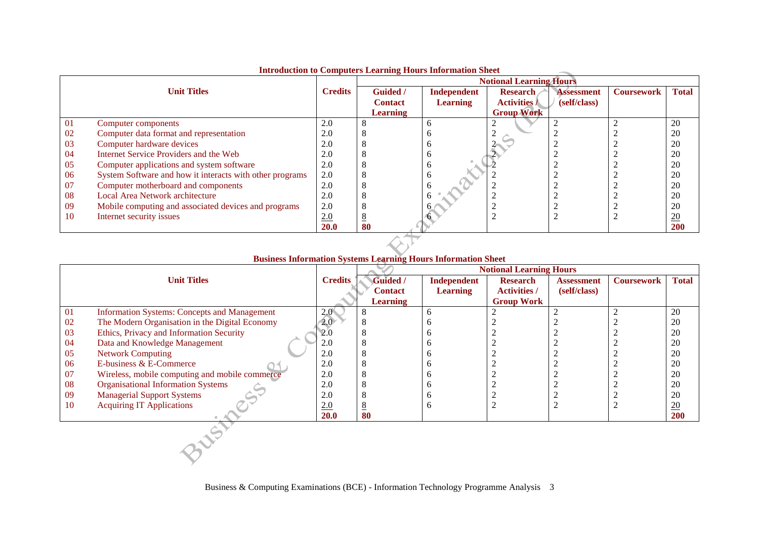**Introduction to Computers Learning Hours Information Sheet**

| | Unit Titles | Credits | Notional Learning Hours | | | | | |
|---|---|---|---|---|---|---|---|---|
| | | | Guided / Contact Learning | Independent Learning | Research Activities / Group Work | Assessment (self/class) | Coursework | Total |
| 01 | Computer components | 2.0 | 8 | 6 | 2 | 2 | 2 | 20 |
| 02 | Computer data format and representation | 2.0 | 8 | 6 | 2 | 2 | 2 | 20 |
| 03 | Computer hardware devices | 2.0 | 8 | 6 | 2 | 2 | 2 | 20 |
| 04 | Internet Service Providers and the Web | 2.0 | 8 | 6 | 2 | 2 | 2 | 20 |
| 05 | Computer applications and system software | 2.0 | 8 | 6 | 2 | 2 | 2 | 20 |
| 06 | System Software and how it interacts with other programs | 2.0 | 8 | 6 | 2 | 2 | 2 | 20 |
| 07 | Computer motherboard and components | 2.0 | 8 | 6 | 2 | 2 | 2 | 20 |
| 08 | Local Area Network architecture | 2.0 | 8 | 6 | 2 | 2 | 2 | 20 |
| 09 | Mobile computing and associated devices and programs | 2.0 | 8 | 6 | 2 | 2 | 2 | 20 |
| 10 | Internet security issues | 2.0 | 8 | 6 | 2 | 2 | 2 | 20 |
| | | **20.0** | **80** | | | | | **200** |

**Business Information Systems Learning Hours Information Sheet**

| | Unit Titles | Credits | Notional Learning Hours | | | | | |
|---|---|---|---|---|---|---|---|---|
| | | | Guided / Contact Learning | Independent Learning | Research Activities / Group Work | Assessment (self/class) | Coursework | Total |
| 01 | Information Systems: Concepts and Management | 2.0 | 8 | 6 | 2 | 2 | 2 | 20 |
| 02 | The Modern Organisation in the Digital Economy | 2.0 | 8 | 6 | 2 | 2 | 2 | 20 |
| 03 | Ethics, Privacy and Information Security | 2.0 | 8 | 6 | 2 | 2 | 2 | 20 |
| 04 | Data and Knowledge Management | 2.0 | 8 | 6 | 2 | 2 | 2 | 20 |
| 05 | Network Computing | 2.0 | 8 | 6 | 2 | 2 | 2 | 20 |
| 06 | E-business & E-Commerce | 2.0 | 8 | 6 | 2 | 2 | 2 | 20 |
| 07 | Wireless, mobile computing and mobile commerce | 2.0 | 8 | 6 | 2 | 2 | 2 | 20 |
| 08 | Organisational Information Systems | 2.0 | 8 | 6 | 2 | 2 | 2 | 20 |
| 09 | Managerial Support Systems | 2.0 | 8 | 6 | 2 | 2 | 2 | 20 |
| 10 | Acquiring IT Applications | 2.0 | 8 | 6 | 2 | 2 | 2 | 20 |
| | | **20.0** | **80** | | | | | **200** |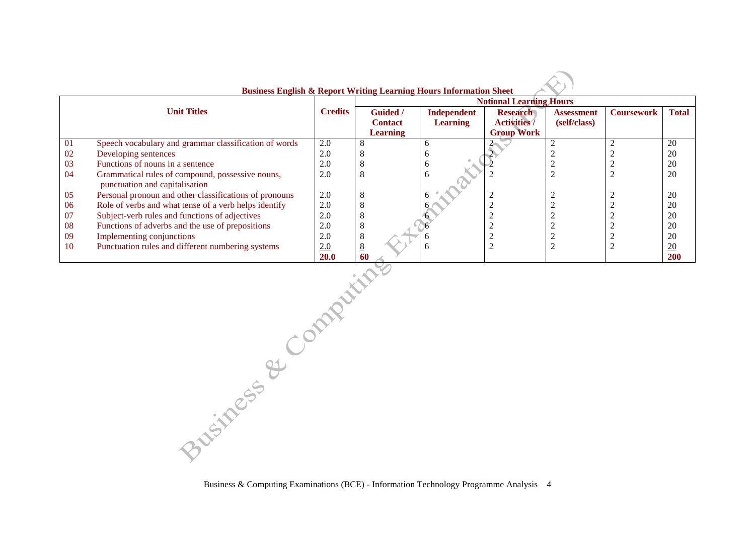**Business English & Report Writing Learning Hours Information Sheet**

| | Unit Titles | Credits | Notional Learning Hours | | | | | |
|---|---|---|---|---|---|---|---|---|
| | | | Guided / Contact Learning | Independent Learning | Research Activities / Group Work | Assessment (self/class) | Coursework | Total |
| 01 | Speech vocabulary and grammar classification of words | 2.0 | 8 | 6 | 2 | 2 | 2 | 20 |
| 02 | Developing sentences | 2.0 | 8 | 6 | 2 | 2 | 2 | 20 |
| 03 | Functions of nouns in a sentence | 2.0 | 8 | 6 | 2 | 2 | 2 | 20 |
| 04 | Grammatical rules of compound, possessive nouns, punctuation and capitalisation | 2.0 | 8 | 6 | 2 | 2 | 2 | 20 |
| 05 | Personal pronoun and other classifications of pronouns | 2.0 | 8 | 6 | 2 | 2 | 2 | 20 |
| 06 | Role of verbs and what tense of a verb helps identify | 2.0 | 8 | 6 | 2 | 2 | 2 | 20 |
| 07 | Subject-verb rules and functions of adjectives | 2.0 | 8 | 6 | 2 | 2 | 2 | 20 |
| 08 | Functions of adverbs and the use of prepositions | 2.0 | 8 | 6 | 2 | 2 | 2 | 20 |
| 09 | Implementing conjunctions | 2.0 | 8 | 6 | 2 | 2 | 2 | 20 |
| 10 | Punctuation rules and different numbering systems | 2.0 | 8 | 6 | 2 | 2 | 2 | 20 |
| | | **20.0** | **60** | | | | | **200** |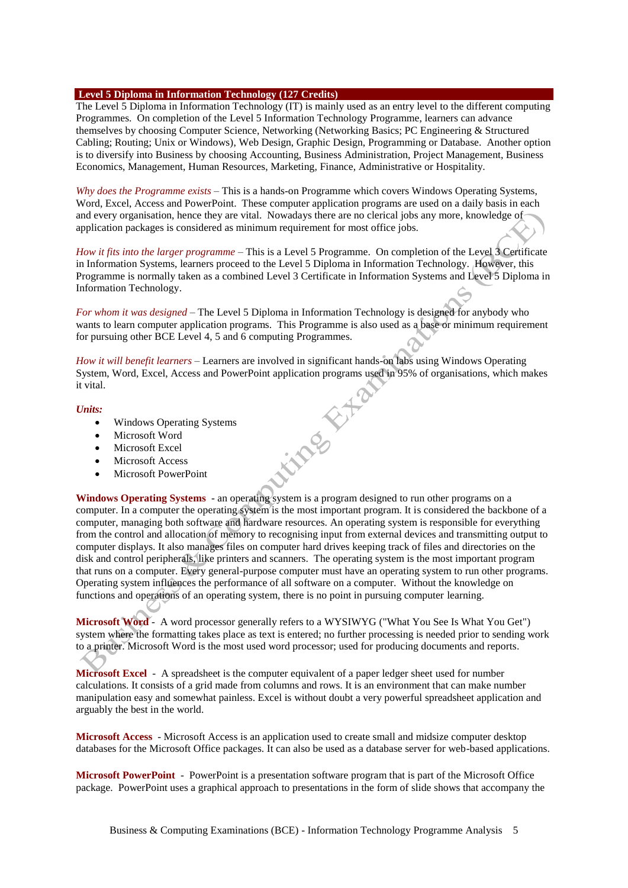## Level 5 Diploma in Information Technology (127 Credits)

The Level 5 Diploma in Information Technology (IT) is mainly used as an entry level to the different computing Programmes. On completion of the Level 5 Information Technology Programme, learners can advance themselves by choosing Computer Science, Networking (Networking Basics; PC Engineering & Structured Cabling; Routing; Unix or Windows), Web Design, Graphic Design, Programming or Database. Another option is to diversify into Business by choosing Accounting, Business Administration, Project Management, Business Economics, Management, Human Resources, Marketing, Finance, Administrative or Hospitality.

*Why does the Programme exists* – This is a hands-on Programme which covers Windows Operating Systems, Word, Excel, Access and PowerPoint. These computer application programs are used on a daily basis in each and every organisation, hence they are vital. Nowadays there are no clerical jobs any more, knowledge of application packages is considered as minimum requirement for most office jobs.

*How it fits into the larger programme* – This is a Level 5 Programme. On completion of the Level 3 Certificate in Information Systems, learners proceed to the Level 5 Diploma in Information Technology. However, this Programme is normally taken as a combined Level 3 Certificate in Information Systems and Level 5 Diploma in Information Technology.

*For whom it was designed* – The Level 5 Diploma in Information Technology is designed for anybody who wants to learn computer application programs. This Programme is also used as a base or minimum requirement for pursuing other BCE Level 4, 5 and 6 computing Programmes.

*How it will benefit learners* – Learners are involved in significant hands-on labs using Windows Operating System, Word, Excel, Access and PowerPoint application programs used in 95% of organisations, which makes it vital.

***Units:***

- Windows Operating Systems
- Microsoft Word
- Microsoft Excel
- Microsoft Access
- Microsoft PowerPoint

**Windows Operating Systems** - an operating system is a program designed to run other programs on a computer. In a computer the operating system is the most important program. It is considered the backbone of a computer, managing both software and hardware resources. An operating system is responsible for everything from the control and allocation of memory to recognising input from external devices and transmitting output to computer displays. It also manages files on computer hard drives keeping track of files and directories on the disk and control peripherals, like printers and scanners. The operating system is the most important program that runs on a computer. Every general-purpose computer must have an operating system to run other programs. Operating system influences the performance of all software on a computer. Without the knowledge on functions and operations of an operating system, there is no point in pursuing computer learning.

**Microsoft Word** - A word processor generally refers to a WYSIWYG ("What You See Is What You Get") system where the formatting takes place as text is entered; no further processing is needed prior to sending work to a printer. Microsoft Word is the most used word processor; used for producing documents and reports.

**Microsoft Excel** - A spreadsheet is the computer equivalent of a paper ledger sheet used for number calculations. It consists of a grid made from columns and rows. It is an environment that can make number manipulation easy and somewhat painless. Excel is without doubt a very powerful spreadsheet application and arguably the best in the world.

**Microsoft Access** - Microsoft Access is an application used to create small and midsize computer desktop databases for the Microsoft Office packages. It can also be used as a database server for web-based applications.

**Microsoft PowerPoint** - PowerPoint is a presentation software program that is part of the Microsoft Office package. PowerPoint uses a graphical approach to presentations in the form of slide shows that accompany the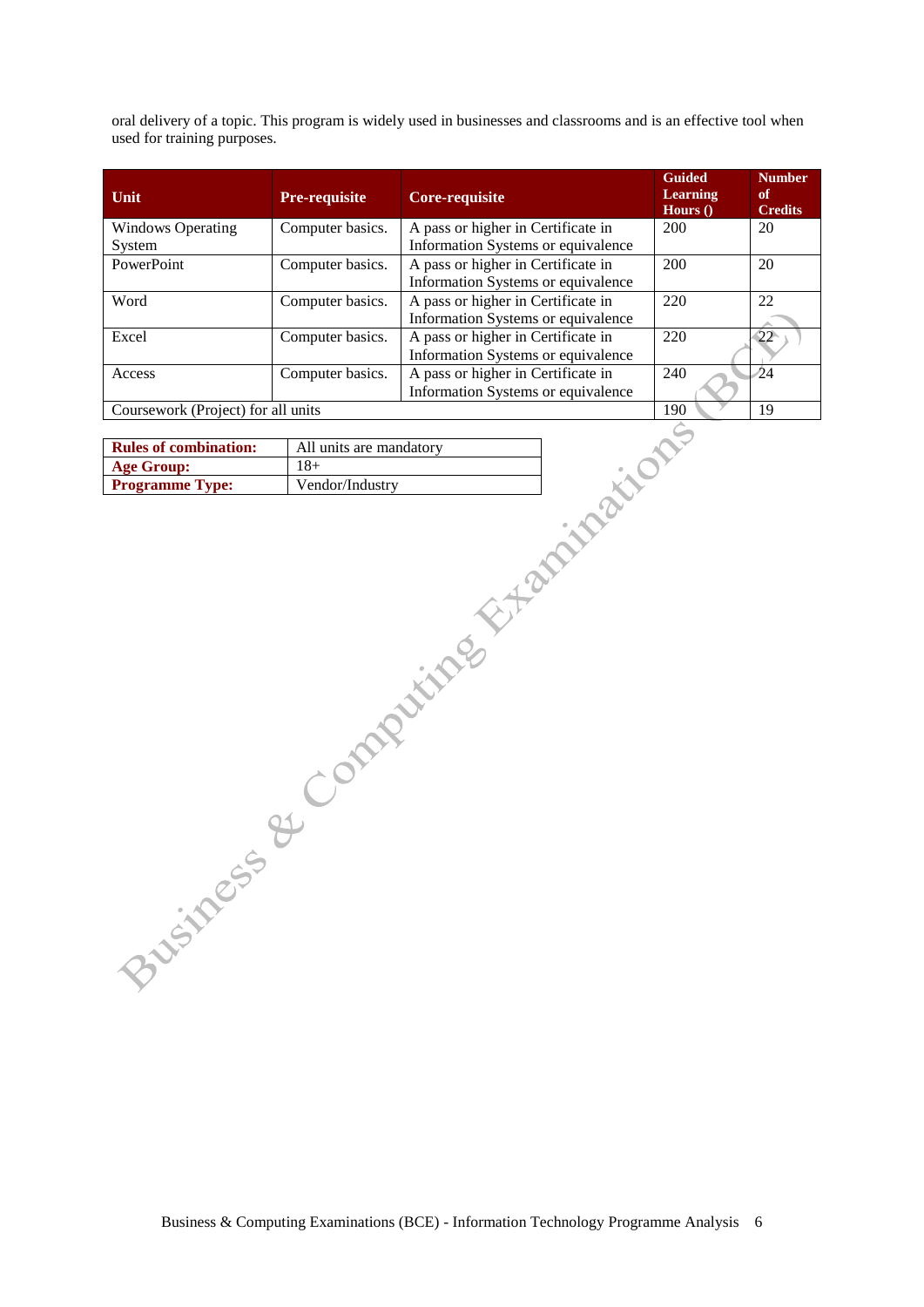oral delivery of a topic. This program is widely used in businesses and classrooms and is an effective tool when used for training purposes.

| Unit | Pre-requisite | Core-requisite | Guided Learning Hours () | Number of Credits |
|---|---|---|---|---|
| Windows Operating System | Computer basics. | A pass or higher in Certificate in Information Systems or equivalence | 200 | 20 |
| PowerPoint | Computer basics. | A pass or higher in Certificate in Information Systems or equivalence | 200 | 20 |
| Word | Computer basics. | A pass or higher in Certificate in Information Systems or equivalence | 220 | 22 |
| Excel | Computer basics. | A pass or higher in Certificate in Information Systems or equivalence | 220 | 22 |
| Access | Computer basics. | A pass or higher in Certificate in Information Systems or equivalence | 240 | 24 |
| Coursework (Project) for all units | | | 190 | 19 |

| | |
|---|---|
| **Rules of combination:** | All units are mandatory |
| **Age Group:** | 18+ |
| **Programme Type:** | Vendor/Industry |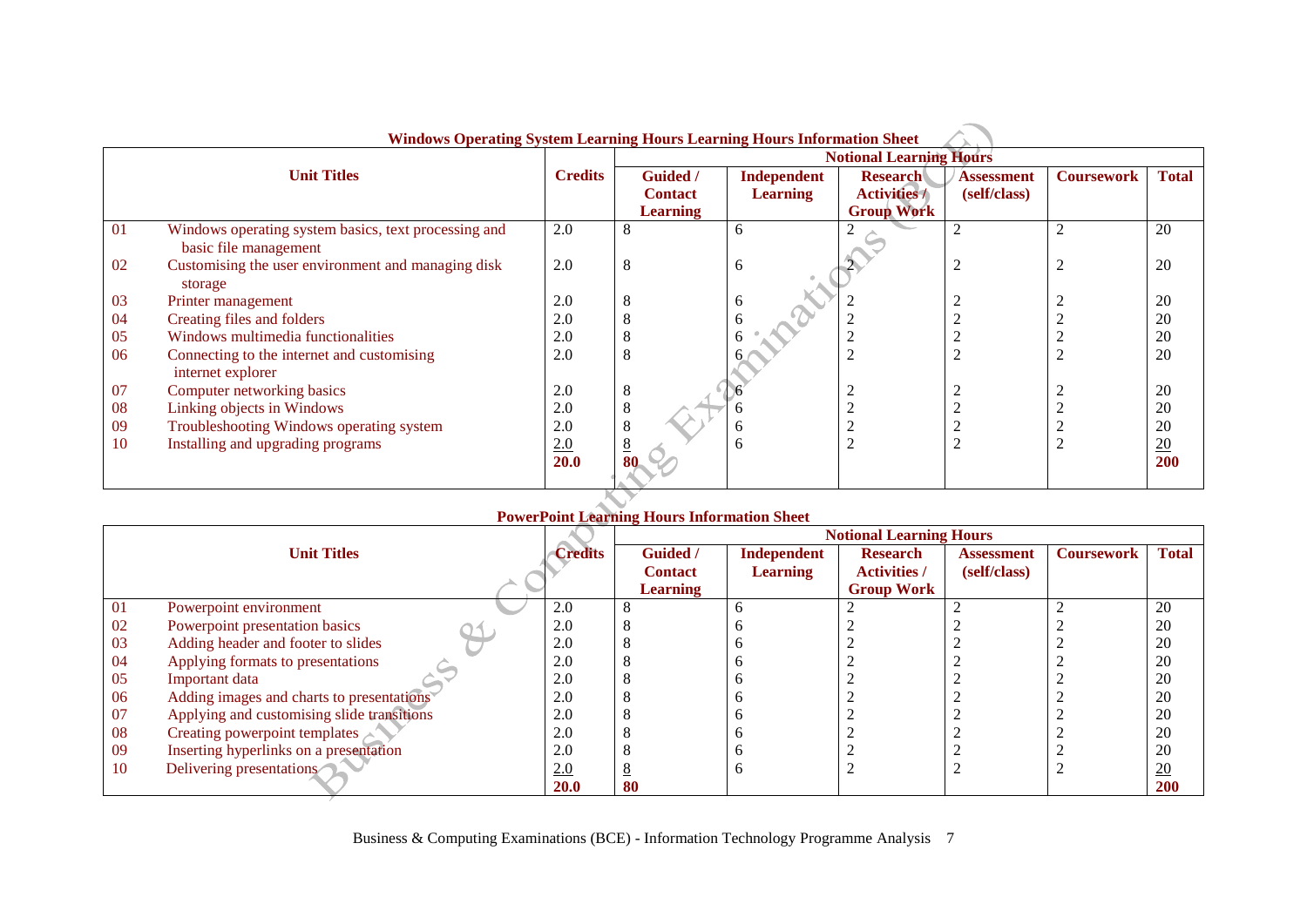**Windows Operating System Learning Hours Learning Hours Information Sheet**

| | Unit Titles | Credits | Notional Learning Hours | | | | | |
|---|---|---|---|---|---|---|---|---|
| | | | Guided / Contact Learning | Independent Learning | Research Activities / Group Work | Assessment (self/class) | Coursework | Total |
| 01 | Windows operating system basics, text processing and basic file management | 2.0 | 8 | 6 | 2 | 2 | 2 | 20 |
| 02 | Customising the user environment and managing disk storage | 2.0 | 8 | 6 | 2 | 2 | 2 | 20 |
| 03 | Printer management | 2.0 | 8 | 6 | 2 | 2 | 2 | 20 |
| 04 | Creating files and folders | 2.0 | 8 | 6 | 2 | 2 | 2 | 20 |
| 05 | Windows multimedia functionalities | 2.0 | 8 | 6 | 2 | 2 | 2 | 20 |
| 06 | Connecting to the internet and customising internet explorer | 2.0 | 8 | 6 | 2 | 2 | 2 | 20 |
| 07 | Computer networking basics | 2.0 | 8 | 6 | 2 | 2 | 2 | 20 |
| 08 | Linking objects in Windows | 2.0 | 8 | 6 | 2 | 2 | 2 | 20 |
| 09 | Troubleshooting Windows operating system | 2.0 | 8 | 6 | 2 | 2 | 2 | 20 |
| 10 | Installing and upgrading programs | 2.0 | 8 | 6 | 2 | 2 | 2 | 20 |
| | | **20.0** | **80** | | | | | **200** |

**PowerPoint Learning Hours Information Sheet**

| | Unit Titles | Credits | Notional Learning Hours | | | | | |
|---|---|---|---|---|---|---|---|---|
| | | | Guided / Contact Learning | Independent Learning | Research Activities / Group Work | Assessment (self/class) | Coursework | Total |
| 01 | Powerpoint environment | 2.0 | 8 | 6 | 2 | 2 | 2 | 20 |
| 02 | Powerpoint presentation basics | 2.0 | 8 | 6 | 2 | 2 | 2 | 20 |
| 03 | Adding header and footer to slides | 2.0 | 8 | 6 | 2 | 2 | 2 | 20 |
| 04 | Applying formats to presentations | 2.0 | 8 | 6 | 2 | 2 | 2 | 20 |
| 05 | Important data | 2.0 | 8 | 6 | 2 | 2 | 2 | 20 |
| 06 | Adding images and charts to presentations | 2.0 | 8 | 6 | 2 | 2 | 2 | 20 |
| 07 | Applying and customising slide transitions | 2.0 | 8 | 6 | 2 | 2 | 2 | 20 |
| 08 | Creating powerpoint templates | 2.0 | 8 | 6 | 2 | 2 | 2 | 20 |
| 09 | Inserting hyperlinks on a presentation | 2.0 | 8 | 6 | 2 | 2 | 2 | 20 |
| 10 | Delivering presentations | 2.0 | 8 | 6 | 2 | 2 | 2 | 20 |
| | | **20.0** | **80** | | | | | **200** |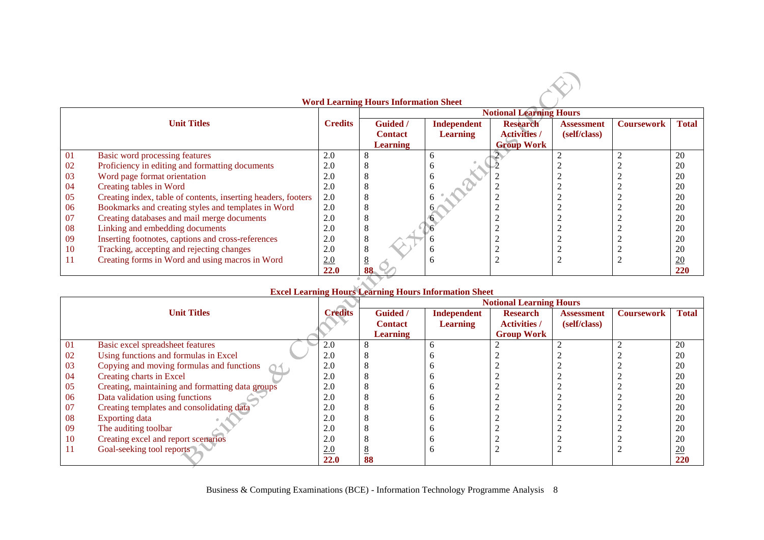**Word Learning Hours Information Sheet**

| | Unit Titles | Credits | Notional Learning Hours | | | | | |
|---|---|---|---|---|---|---|---|---|
| | | | Guided / Contact Learning | Independent Learning | Research Activities / Group Work | Assessment (self/class) | Coursework | Total |
| 01 | Basic word processing features | 2.0 | 8 | 6 | 2 | 2 | 2 | 20 |
| 02 | Proficiency in editing and formatting documents | 2.0 | 8 | 6 | 2 | 2 | 2 | 20 |
| 03 | Word page format orientation | 2.0 | 8 | 6 | 2 | 2 | 2 | 20 |
| 04 | Creating tables in Word | 2.0 | 8 | 6 | 2 | 2 | 2 | 20 |
| 05 | Creating index, table of contents, inserting headers, footers | 2.0 | 8 | 6 | 2 | 2 | 2 | 20 |
| 06 | Bookmarks and creating styles and templates in Word | 2.0 | 8 | 6 | 2 | 2 | 2 | 20 |
| 07 | Creating databases and mail merge documents | 2.0 | 8 | 6 | 2 | 2 | 2 | 20 |
| 08 | Linking and embedding documents | 2.0 | 8 | 6 | 2 | 2 | 2 | 20 |
| 09 | Inserting footnotes, captions and cross-references | 2.0 | 8 | 6 | 2 | 2 | 2 | 20 |
| 10 | Tracking, accepting and rejecting changes | 2.0 | 8 | 6 | 2 | 2 | 2 | 20 |
| 11 | Creating forms in Word and using macros in Word | 2.0 | 8 | 6 | 2 | 2 | 2 | 20 |
| | | **22.0** | **88** | | | | | **220** |

**Excel Learning Hours Learning Hours Information Sheet**

| | Unit Titles | Credits | Notional Learning Hours | | | | | |
|---|---|---|---|---|---|---|---|---|
| | | | Guided / Contact Learning | Independent Learning | Research Activities / Group Work | Assessment (self/class) | Coursework | Total |
| 01 | Basic excel spreadsheet features | 2.0 | 8 | 6 | 2 | 2 | 2 | 20 |
| 02 | Using functions and formulas in Excel | 2.0 | 8 | 6 | 2 | 2 | 2 | 20 |
| 03 | Copying and moving formulas and functions | 2.0 | 8 | 6 | 2 | 2 | 2 | 20 |
| 04 | Creating charts in Excel | 2.0 | 8 | 6 | 2 | 2 | 2 | 20 |
| 05 | Creating, maintaining and formatting data groups | 2.0 | 8 | 6 | 2 | 2 | 2 | 20 |
| 06 | Data validation using functions | 2.0 | 8 | 6 | 2 | 2 | 2 | 20 |
| 07 | Creating templates and consolidating data | 2.0 | 8 | 6 | 2 | 2 | 2 | 20 |
| 08 | Exporting data | 2.0 | 8 | 6 | 2 | 2 | 2 | 20 |
| 09 | The auditing toolbar | 2.0 | 8 | 6 | 2 | 2 | 2 | 20 |
| 10 | Creating excel and report scenarios | 2.0 | 8 | 6 | 2 | 2 | 2 | 20 |
| 11 | Goal-seeking tool reports | 2.0 | 8 | 6 | 2 | 2 | 2 | 20 |
| | | **22.0** | **88** | | | | | **220** |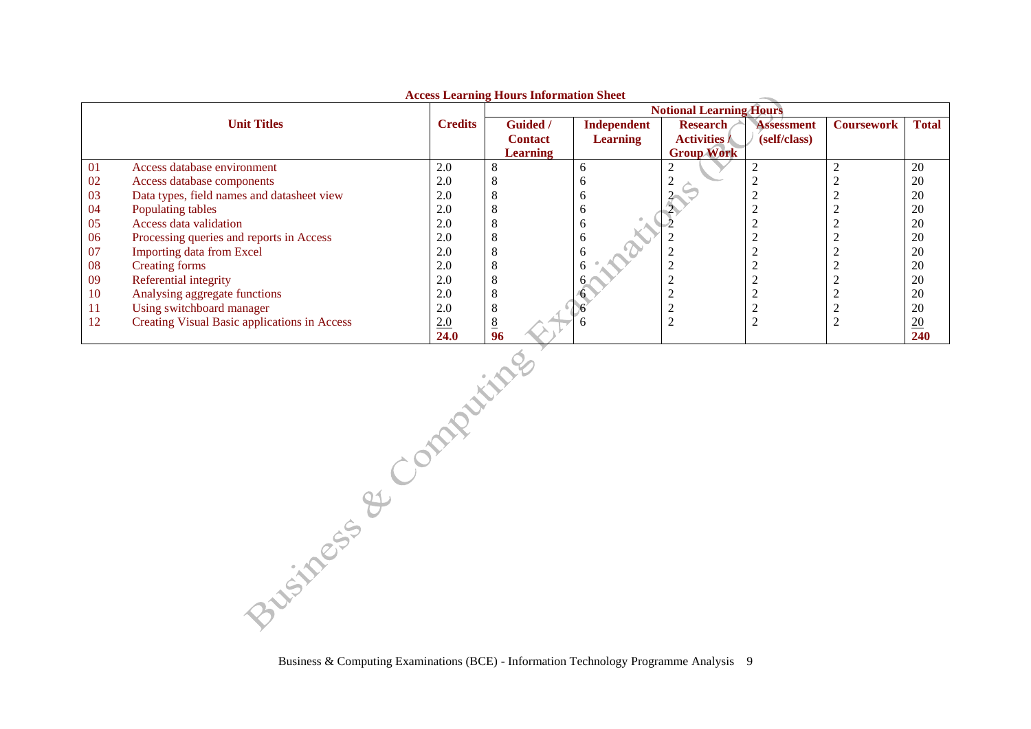**Access Learning Hours Information Sheet**

| Unit Titles | | Credits | Notional Learning Hours | | | | | |
|---|---|---|---|---|---|---|---|---|
| | | | Guided / Contact Learning | Independent Learning | Research Activities / Group Work | Assessment (self/class) | Coursework | Total |
| 01 | Access database environment | 2.0 | 8 | 6 | 2 | 2 | 2 | 20 |
| 02 | Access database components | 2.0 | 8 | 6 | 2 | 2 | 2 | 20 |
| 03 | Data types, field names and datasheet view | 2.0 | 8 | 6 | 2 | 2 | 2 | 20 |
| 04 | Populating tables | 2.0 | 8 | 6 | 2 | 2 | 2 | 20 |
| 05 | Access data validation | 2.0 | 8 | 6 | 2 | 2 | 2 | 20 |
| 06 | Processing queries and reports in Access | 2.0 | 8 | 6 | 2 | 2 | 2 | 20 |
| 07 | Importing data from Excel | 2.0 | 8 | 6 | 2 | 2 | 2 | 20 |
| 08 | Creating forms | 2.0 | 8 | 6 | 2 | 2 | 2 | 20 |
| 09 | Referential integrity | 2.0 | 8 | 6 | 2 | 2 | 2 | 20 |
| 10 | Analysing aggregate functions | 2.0 | 8 | 6 | 2 | 2 | 2 | 20 |
| 11 | Using switchboard manager | 2.0 | 8 | 6 | 2 | 2 | 2 | 20 |
| 12 | Creating Visual Basic applications in Access | 2.0 | 8 | 6 | 2 | 2 | 2 | 20 |
| | | **24.0** | **96** | | | | | **240** |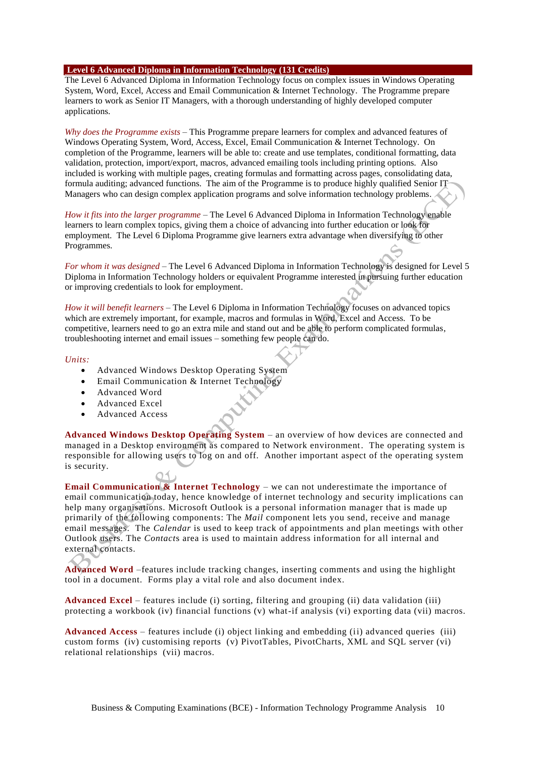## Level 6 Advanced Diploma in Information Technology (131 Credits)

The Level 6 Advanced Diploma in Information Technology focus on complex issues in Windows Operating System, Word, Excel, Access and Email Communication & Internet Technology. The Programme prepare learners to work as Senior IT Managers, with a thorough understanding of highly developed computer applications.

*Why does the Programme exists* – This Programme prepare learners for complex and advanced features of Windows Operating System, Word, Access, Excel, Email Communication & Internet Technology. On completion of the Programme, learners will be able to: create and use templates, conditional formatting, data validation, protection, import/export, macros, advanced emailing tools including printing options. Also included is working with multiple pages, creating formulas and formatting across pages, consolidating data, formula auditing; advanced functions. The aim of the Programme is to produce highly qualified Senior IT Managers who can design complex application programs and solve information technology problems.

*How it fits into the larger programme* – The Level 6 Advanced Diploma in Information Technology enable learners to learn complex topics, giving them a choice of advancing into further education or look for employment. The Level 6 Diploma Programme give learners extra advantage when diversifying to other Programmes.

*For whom it was designed* – The Level 6 Advanced Diploma in Information Technology is designed for Level 5 Diploma in Information Technology holders or equivalent Programme interested in pursuing further education or improving credentials to look for employment.

*How it will benefit learners* – The Level 6 Diploma in Information Technology focuses on advanced topics which are extremely important, for example, macros and formulas in Word, Excel and Access. To be competitive, learners need to go an extra mile and stand out and be able to perform complicated formulas, troubleshooting internet and email issues – something few people can do.

*Units:*

- Advanced Windows Desktop Operating System
- Email Communication & Internet Technology
- Advanced Word
- Advanced Excel
- Advanced Access

**Advanced Windows Desktop Operating System** – an overview of how devices are connected and managed in a Desktop environment as compared to Network environment. The operating system is responsible for allowing users to log on and off. Another important aspect of the operating system is security.

**Email Communication & Internet Technology** – we can not underestimate the importance of email communication today, hence knowledge of internet technology and security implications can help many organisations. Microsoft Outlook is a personal information manager that is made up primarily of the following components: The *Mail* component lets you send, receive and manage email messages. The *Calendar* is used to keep track of appointments and plan meetings with other Outlook users. The *Contact*s area is used to maintain address information for all internal and external contacts.

**Advanced Word** –features include tracking changes, inserting comments and using the highlight tool in a document. Forms play a vital role and also document index.

**Advanced Excel** – features include (i) sorting, filtering and grouping (ii) data validation (iii) protecting a workbook (iv) financial functions (v) what-if analysis (vi) exporting data (vii) macros.

**Advanced Access** – features include (i) object linking and embedding (ii) advanced queries (iii) custom forms (iv) customising reports (v) PivotTables, PivotCharts, XML and SQL server (vi) relational relationships (vii) macros.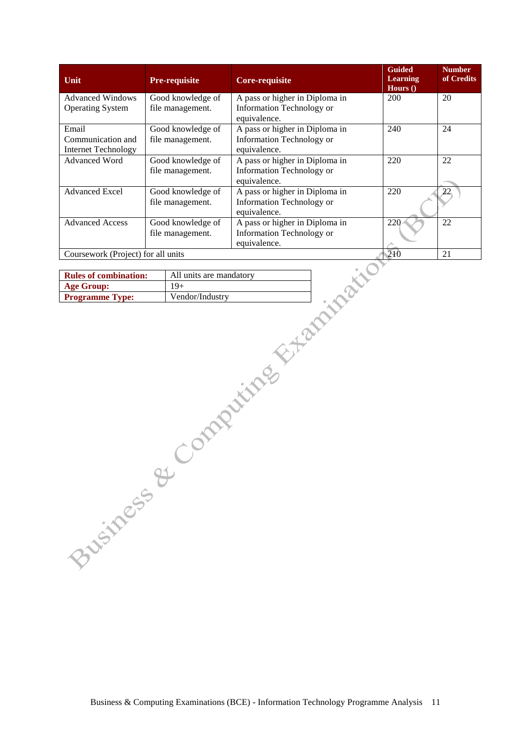| Unit | Pre-requisite | Core-requisite | Guided Learning Hours () | Number of Credits |
|---|---|---|---|---|
| Advanced Windows Operating System | Good knowledge of file management. | A pass or higher in Diploma in Information Technology or equivalence. | 200 | 20 |
| Email Communication and Internet Technology | Good knowledge of file management. | A pass or higher in Diploma in Information Technology or equivalence. | 240 | 24 |
| Advanced Word | Good knowledge of file management. | A pass or higher in Diploma in Information Technology or equivalence. | 220 | 22 |
| Advanced Excel | Good knowledge of file management. | A pass or higher in Diploma in Information Technology or equivalence. | 220 | 22 |
| Advanced Access | Good knowledge of file management. | A pass or higher in Diploma in Information Technology or equivalence. | 220 | 22 |
| Coursework (Project) for all units | | | 210 | 21 |

| | |
|---|---|
| **Rules of combination:** | All units are mandatory |
| **Age Group:** | 19+ |
| **Programme Type:** | Vendor/Industry |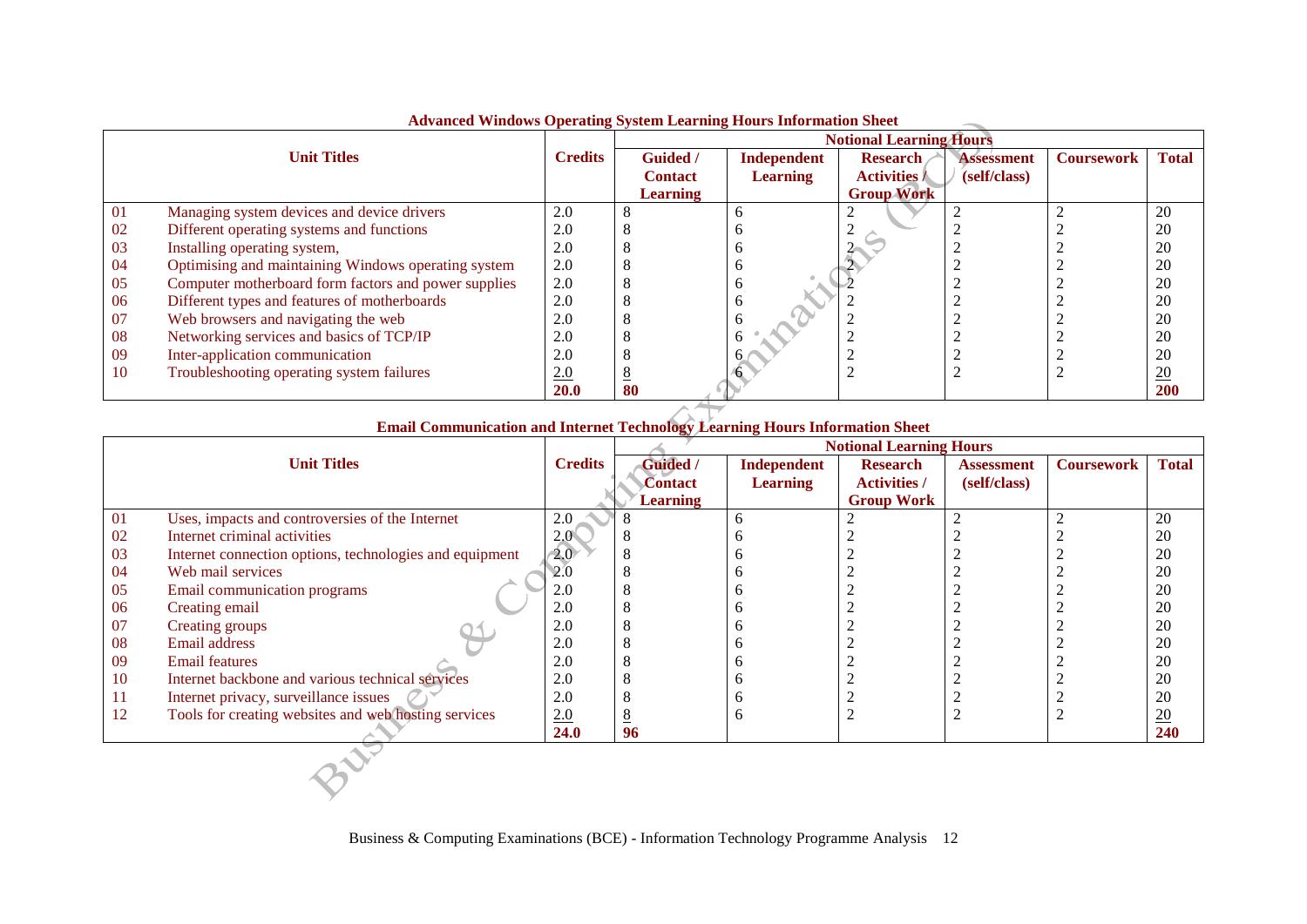**Advanced Windows Operating System Learning Hours Information Sheet**

| | Unit Titles | Credits | Notional Learning Hours | | | | | |
|---|---|---|---|---|---|---|---|---|
| | | | Guided / Contact Learning | Independent Learning | Research Activities / Group Work | Assessment (self/class) | Coursework | Total |
| 01 | Managing system devices and device drivers | 2.0 | 8 | 6 | 2 | 2 | 2 | 20 |
| 02 | Different operating systems and functions | 2.0 | 8 | 6 | 2 | 2 | 2 | 20 |
| 03 | Installing operating system, | 2.0 | 8 | 6 | 2 | 2 | 2 | 20 |
| 04 | Optimising and maintaining Windows operating system | 2.0 | 8 | 6 | 2 | 2 | 2 | 20 |
| 05 | Computer motherboard form factors and power supplies | 2.0 | 8 | 6 | 2 | 2 | 2 | 20 |
| 06 | Different types and features of motherboards | 2.0 | 8 | 6 | 2 | 2 | 2 | 20 |
| 07 | Web browsers and navigating the web | 2.0 | 8 | 6 | 2 | 2 | 2 | 20 |
| 08 | Networking services and basics of TCP/IP | 2.0 | 8 | 6 | 2 | 2 | 2 | 20 |
| 09 | Inter-application communication | 2.0 | 8 | 6 | 2 | 2 | 2 | 20 |
| 10 | Troubleshooting operating system failures | 2.0 | 8 | 6 | 2 | 2 | 2 | 20 |
| | | **20.0** | **80** | | | | | **200** |

**Email Communication and Internet Technology Learning Hours Information Sheet**

| | Unit Titles | Credits | Notional Learning Hours | | | | | |
|---|---|---|---|---|---|---|---|---|
| | | | Guided / Contact Learning | Independent Learning | Research Activities / Group Work | Assessment (self/class) | Coursework | Total |
| 01 | Uses, impacts and controversies of the Internet | 2.0 | 8 | 6 | 2 | 2 | 2 | 20 |
| 02 | Internet criminal activities | 2.0 | 8 | 6 | 2 | 2 | 2 | 20 |
| 03 | Internet connection options, technologies and equipment | 2.0 | 8 | 6 | 2 | 2 | 2 | 20 |
| 04 | Web mail services | 2.0 | 8 | 6 | 2 | 2 | 2 | 20 |
| 05 | Email communication programs | 2.0 | 8 | 6 | 2 | 2 | 2 | 20 |
| 06 | Creating email | 2.0 | 8 | 6 | 2 | 2 | 2 | 20 |
| 07 | Creating groups | 2.0 | 8 | 6 | 2 | 2 | 2 | 20 |
| 08 | Email address | 2.0 | 8 | 6 | 2 | 2 | 2 | 20 |
| 09 | Email features | 2.0 | 8 | 6 | 2 | 2 | 2 | 20 |
| 10 | Internet backbone and various technical services | 2.0 | 8 | 6 | 2 | 2 | 2 | 20 |
| 11 | Internet privacy, surveillance issues | 2.0 | 8 | 6 | 2 | 2 | 2 | 20 |
| 12 | Tools for creating websites and web hosting services | 2.0 | 8 | 6 | 2 | 2 | 2 | 20 |
| | | **24.0** | **96** | | | | | **240** |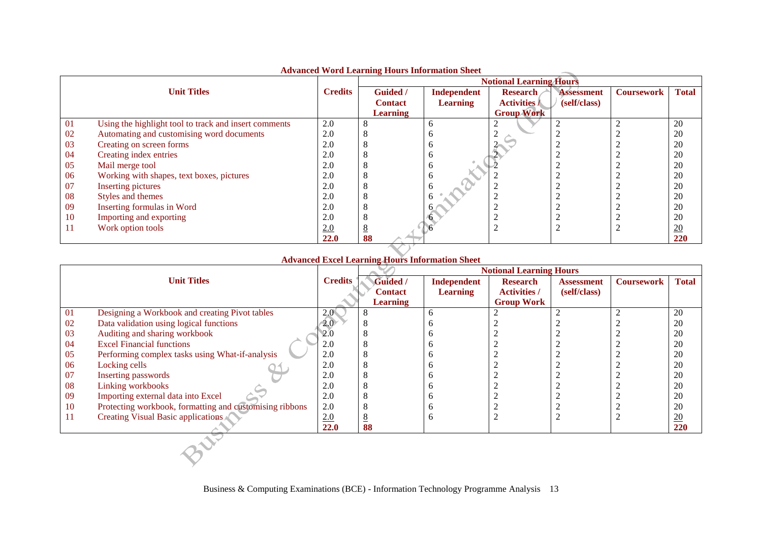### Advanced Word Learning Hours Information Sheet

| | Unit Titles | Credits | Notional Learning Hours | | | | | |
|---|---|---|---|---|---|---|---|---|
| | | | Guided / Contact Learning | Independent Learning | Research Activities / Group Work | Assessment (self/class) | Coursework | Total |
| 01 | Using the highlight tool to track and insert comments | 2.0 | 8 | 6 | 2 | 2 | 2 | 20 |
| 02 | Automating and customising word documents | 2.0 | 8 | 6 | 2 | 2 | 2 | 20 |
| 03 | Creating on screen forms | 2.0 | 8 | 6 | 2 | 2 | 2 | 20 |
| 04 | Creating index entries | 2.0 | 8 | 6 | 2 | 2 | 2 | 20 |
| 05 | Mail merge tool | 2.0 | 8 | 6 | 2 | 2 | 2 | 20 |
| 06 | Working with shapes, text boxes, pictures | 2.0 | 8 | 6 | 2 | 2 | 2 | 20 |
| 07 | Inserting pictures | 2.0 | 8 | 6 | 2 | 2 | 2 | 20 |
| 08 | Styles and themes | 2.0 | 8 | 6 | 2 | 2 | 2 | 20 |
| 09 | Inserting formulas in Word | 2.0 | 8 | 6 | 2 | 2 | 2 | 20 |
| 10 | Importing and exporting | 2.0 | 8 | 6 | 2 | 2 | 2 | 20 |
| 11 | Work option tools | 2.0 | 8 | 6 | 2 | 2 | 2 | 20 |
| | | **22.0** | **88** | | | | | **220** |

### Advanced Excel Learning Hours Information Sheet

| | Unit Titles | Credits | Notional Learning Hours | | | | | |
|---|---|---|---|---|---|---|---|---|
| | | | Guided / Contact Learning | Independent Learning | Research Activities / Group Work | Assessment (self/class) | Coursework | Total |
| 01 | Designing a Workbook and creating Pivot tables | 2.0 | 8 | 6 | 2 | 2 | 2 | 20 |
| 02 | Data validation using logical functions | 2.0 | 8 | 6 | 2 | 2 | 2 | 20 |
| 03 | Auditing and sharing workbook | 2.0 | 8 | 6 | 2 | 2 | 2 | 20 |
| 04 | Excel Financial functions | 2.0 | 8 | 6 | 2 | 2 | 2 | 20 |
| 05 | Performing complex tasks using What-if-analysis | 2.0 | 8 | 6 | 2 | 2 | 2 | 20 |
| 06 | Locking cells | 2.0 | 8 | 6 | 2 | 2 | 2 | 20 |
| 07 | Inserting passwords | 2.0 | 8 | 6 | 2 | 2 | 2 | 20 |
| 08 | Linking workbooks | 2.0 | 8 | 6 | 2 | 2 | 2 | 20 |
| 09 | Importing external data into Excel | 2.0 | 8 | 6 | 2 | 2 | 2 | 20 |
| 10 | Protecting workbook, formatting and customising ribbons | 2.0 | 8 | 6 | 2 | 2 | 2 | 20 |
| 11 | Creating Visual Basic applications | 2.0 | 8 | 6 | 2 | 2 | 2 | 20 |
| | | **22.0** | **88** | | | | | **220** |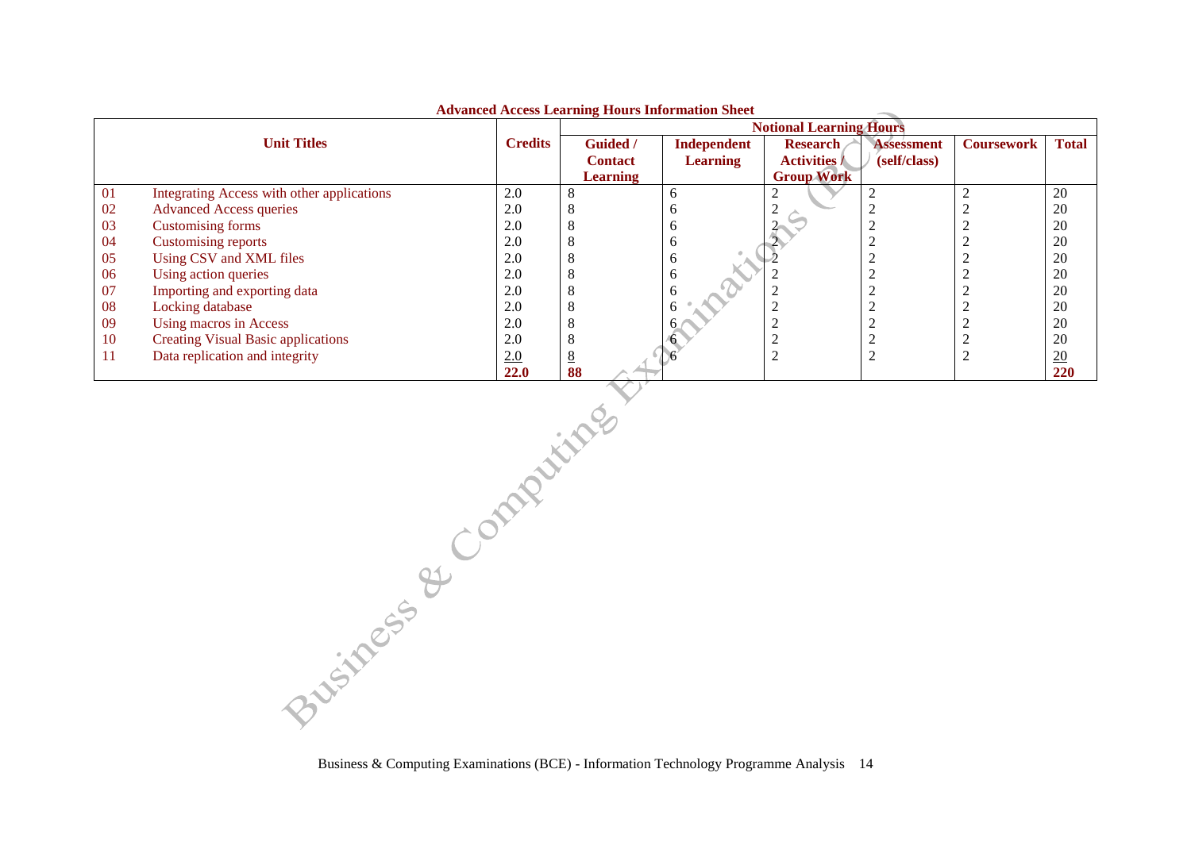**Advanced Access Learning Hours Information Sheet**

| Unit Titles | | Credits | Notional Learning Hours | | | | | |
|---|---|---|---|---|---|---|---|---|
| | | | Guided / Contact Learning | Independent Learning | Research Activities / Group Work | Assessment (self/class) | Coursework | Total |
| 01 | Integrating Access with other applications | 2.0 | 8 | 6 | 2 | 2 | 2 | 20 |
| 02 | Advanced Access queries | 2.0 | 8 | 6 | 2 | 2 | 2 | 20 |
| 03 | Customising forms | 2.0 | 8 | 6 | 2 | 2 | 2 | 20 |
| 04 | Customising reports | 2.0 | 8 | 6 | 2 | 2 | 2 | 20 |
| 05 | Using CSV and XML files | 2.0 | 8 | 6 | 2 | 2 | 2 | 20 |
| 06 | Using action queries | 2.0 | 8 | 6 | 2 | 2 | 2 | 20 |
| 07 | Importing and exporting data | 2.0 | 8 | 6 | 2 | 2 | 2 | 20 |
| 08 | Locking database | 2.0 | 8 | 6 | 2 | 2 | 2 | 20 |
| 09 | Using macros in Access | 2.0 | 8 | 6 | 2 | 2 | 2 | 20 |
| 10 | Creating Visual Basic applications | 2.0 | 8 | 6 | 2 | 2 | 2 | 20 |
| 11 | Data replication and integrity | 2.0 | 8 | 6 | 2 | 2 | 2 | 20 |
| | | **22.0** | **88** | | | | | **220** |